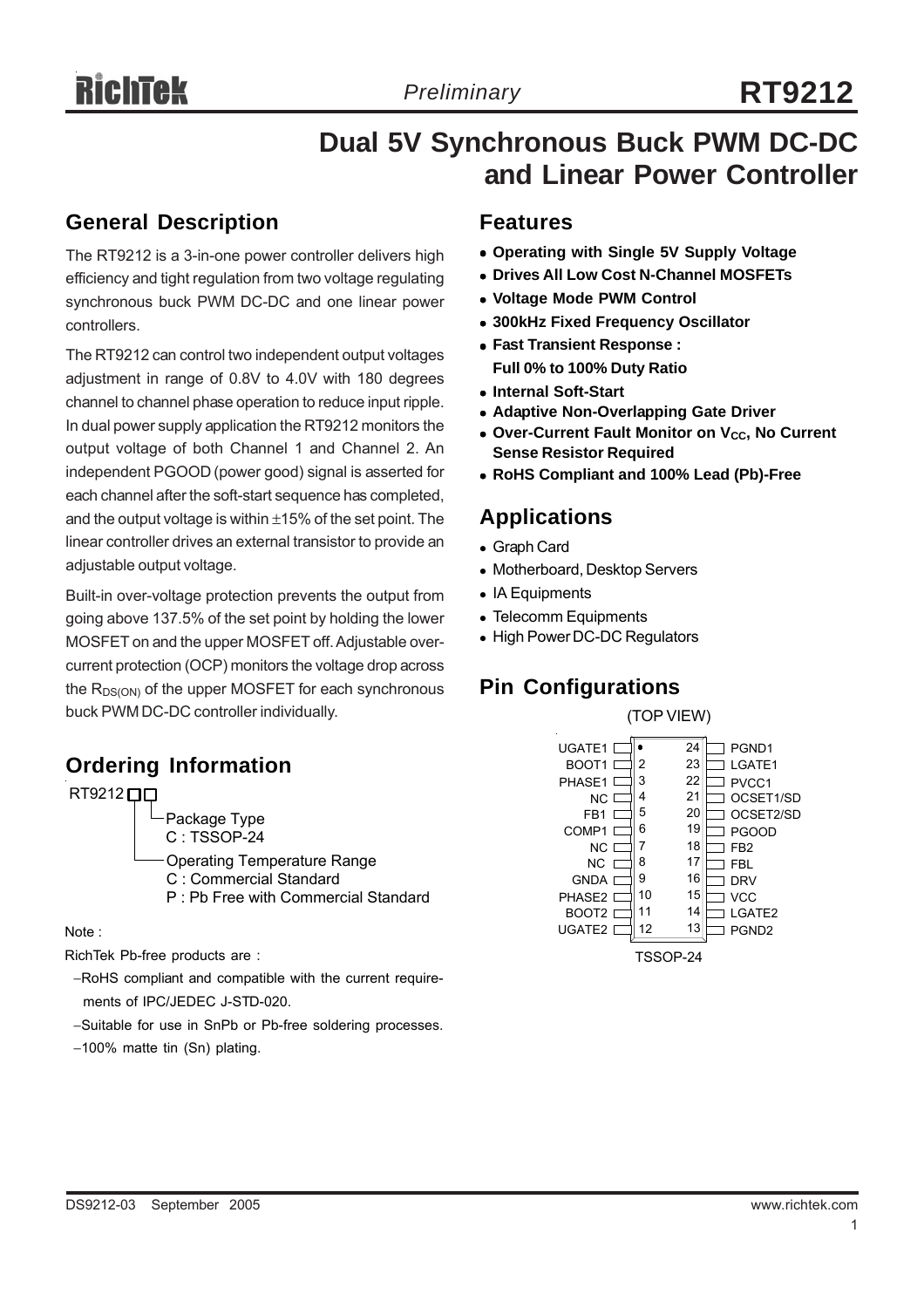# RT9212

*Preliminary*

# Dual 5V Synchronous Buck PWM DC-DC and Linear Power Controller

## General Description

The RT9212 is a 3-in-one power controller delivers high efficiency and tight regulation from two voltage regulating synchronous buck PWM DC-DC and one linear power controllers.

The RT9212 can control two independent output voltages adjustment in range of 0.8V to 4.0V with 180 degrees channel to channel phase operation to reduce input ripple. In dual power supply application the RT9212 monitors the output voltage of both Channel 1 and Channel 2. An independent PGOOD (power good) signal is asserted for each channel after the soft-start sequence has completed, and the output voltage is within ±15% of the set point. The linear controller drives an external transistor to provide an adjustable output voltage.

Built-in over-voltage protection prevents the output from going above 137.5% of the set point by holding the lower MOSFET on and the upper MOSFET off. Adjustable over-current protection (OCP) monitors the voltage drop across the $R_{DS(ON)}$ of the upper MOSFET for each synchronous buck PWM DC-DC controller individually.

## Ordering Information

RT9212□□

- Package Type
  - C : TSSOP-24
- Operating Temperature Range
  - C : Commercial Standard
  - P : Pb Free with Commercial Standard

Note :

RichTek Pb-free products are :

- −RoHS compliant and compatible with the current requirements of IPC/JEDEC J-STD-020.
- −Suitable for use in SnPb or Pb-free soldering processes.
- −100% matte tin (Sn) plating.

## Features

- **Operating with Single 5V Supply Voltage**
- **Drives All Low Cost N-Channel MOSFETs**
- **Voltage Mode PWM Control**
- **300kHz Fixed Frequency Oscillator**
- **Fast Transient Response : Full 0% to 100% Duty Ratio**
- **Internal Soft-Start**
- **Adaptive Non-Overlapping Gate Driver**
- **Over-Current Fault Monitor on $V_{CC}$, No Current Sense Resistor Required**
- **RoHS Compliant and 100% Lead (Pb)-Free**

## Applications

- Graph Card
- Motherboard, Desktop Servers
- IA Equipments
- Telecomm Equipments
- High Power DC-DC Regulators

## Pin Configurations

(TOP VIEW)

| Pin | Name | Pin | Name |
|---|---|---|---|
| 1 | UGATE1 | 24 | PGND1 |
| 2 | BOOT1 | 23 | LGATE1 |
| 3 | PHASE1 | 22 | PVCC1 |
| 4 | NC | 21 | OCSET1/SD |
| 5 | FB1 | 20 | OCSET2/SD |
| 6 | COMP1 | 19 | PGOOD |
| 7 | NC | 18 | FB2 |
| 8 | NC | 17 | FBL |
| 9 | GNDA | 16 | DRV |
| 10 | PHASE2 | 15 | VCC |
| 11 | BOOT2 | 14 | LGATE2 |
| 12 | UGATE2 | 13 | PGND2 |

TSSOP-24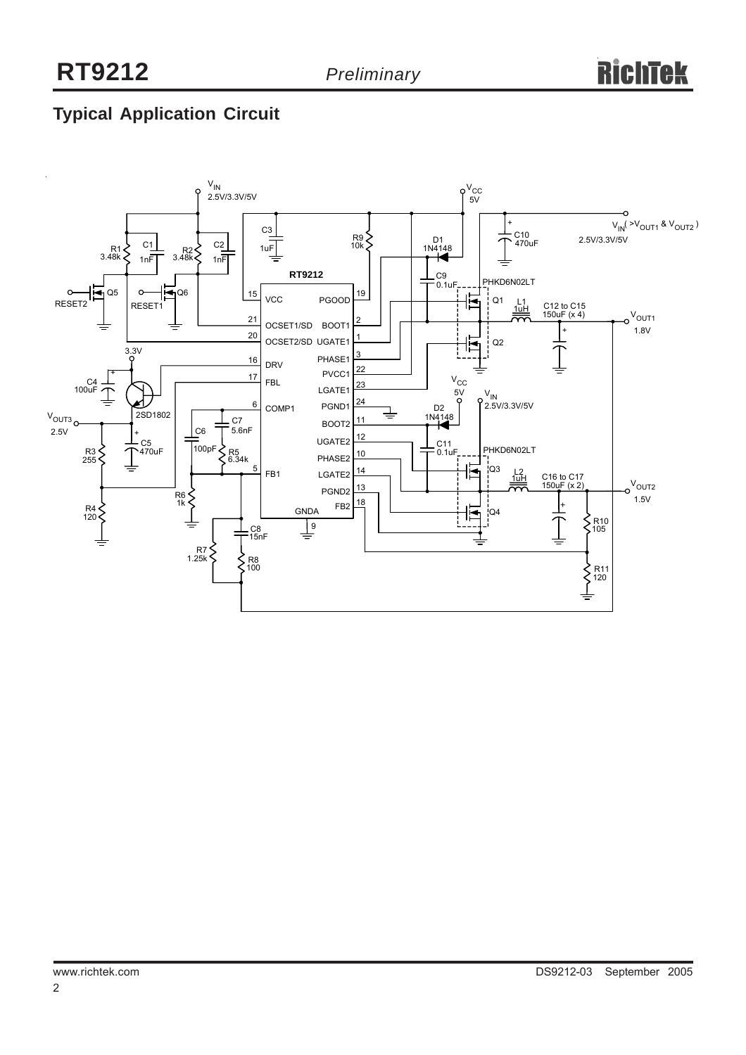## Typical Application Circuit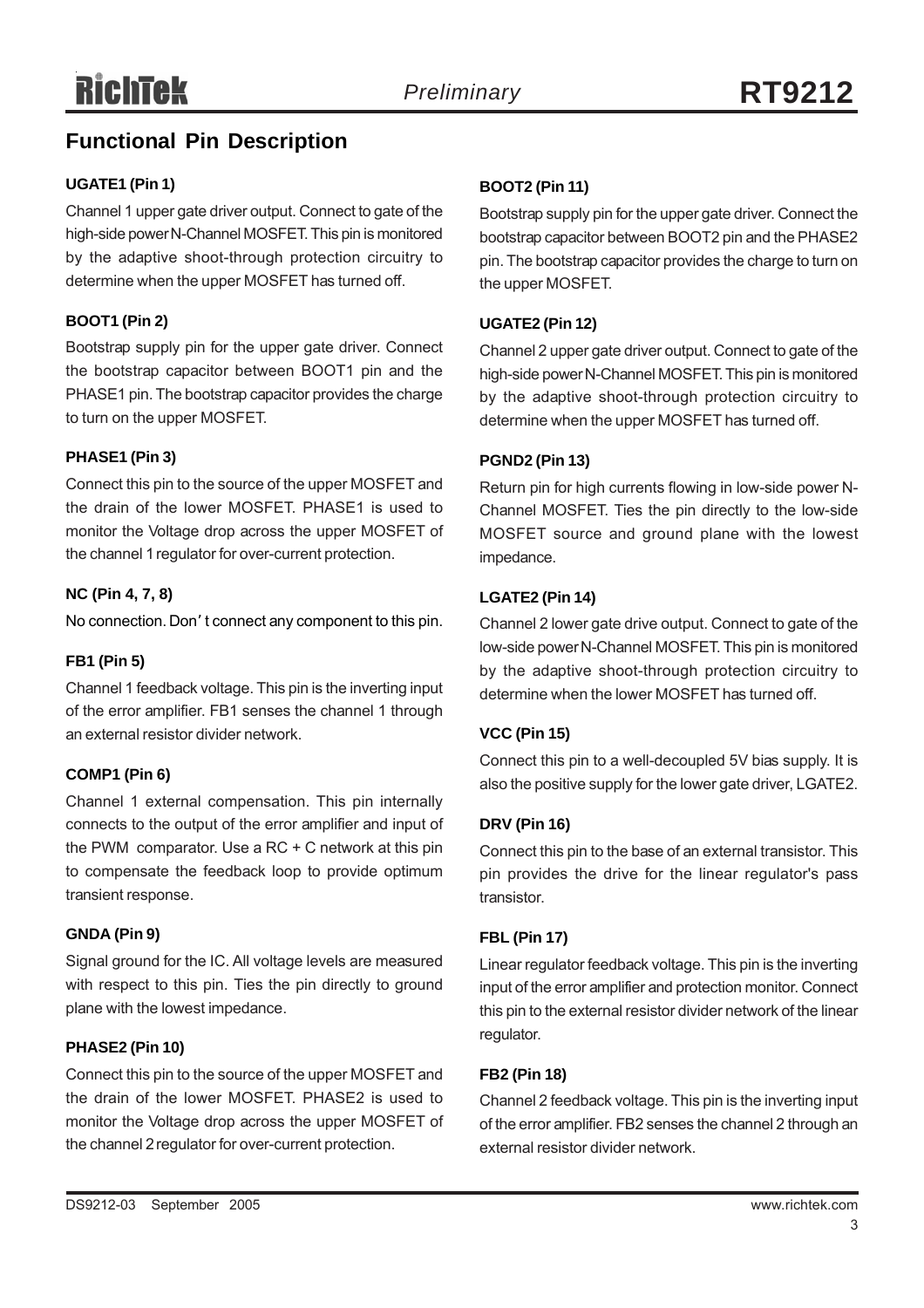## Functional Pin Description

### UGATE1 (Pin 1)

Channel 1 upper gate driver output. Connect to gate of the high-side power N-Channel MOSFET. This pin is monitored by the adaptive shoot-through protection circuitry to determine when the upper MOSFET has turned off.

### BOOT1 (Pin 2)

Bootstrap supply pin for the upper gate driver. Connect the bootstrap capacitor between BOOT1 pin and the PHASE1 pin. The bootstrap capacitor provides the charge to turn on the upper MOSFET.

### PHASE1 (Pin 3)

Connect this pin to the source of the upper MOSFET and the drain of the lower MOSFET. PHASE1 is used to monitor the Voltage drop across the upper MOSFET of the channel 1 regulator for over-current protection.

### NC (Pin 4, 7, 8)

No connection. Don't connect any component to this pin.

### FB1 (Pin 5)

Channel 1 feedback voltage. This pin is the inverting input of the error amplifier. FB1 senses the channel 1 through an external resistor divider network.

### COMP1 (Pin 6)

Channel 1 external compensation. This pin internally connects to the output of the error amplifier and input of the PWM comparator. Use a RC + C network at this pin to compensate the feedback loop to provide optimum transient response.

### GNDA (Pin 9)

Signal ground for the IC. All voltage levels are measured with respect to this pin. Ties the pin directly to ground plane with the lowest impedance.

### PHASE2 (Pin 10)

Connect this pin to the source of the upper MOSFET and the drain of the lower MOSFET. PHASE2 is used to monitor the Voltage drop across the upper MOSFET of the channel 2 regulator for over-current protection.

### BOOT2 (Pin 11)

Bootstrap supply pin for the upper gate driver. Connect the bootstrap capacitor between BOOT2 pin and the PHASE2 pin. The bootstrap capacitor provides the charge to turn on the upper MOSFET.

### UGATE2 (Pin 12)

Channel 2 upper gate driver output. Connect to gate of the high-side power N-Channel MOSFET. This pin is monitored by the adaptive shoot-through protection circuitry to determine when the upper MOSFET has turned off.

### PGND2 (Pin 13)

Return pin for high currents flowing in low-side power N-Channel MOSFET. Ties the pin directly to the low-side MOSFET source and ground plane with the lowest impedance.

### LGATE2 (Pin 14)

Channel 2 lower gate drive output. Connect to gate of the low-side power N-Channel MOSFET. This pin is monitored by the adaptive shoot-through protection circuitry to determine when the lower MOSFET has turned off.

### VCC (Pin 15)

Connect this pin to a well-decoupled 5V bias supply. It is also the positive supply for the lower gate driver, LGATE2.

### DRV (Pin 16)

Connect this pin to the base of an external transistor. This pin provides the drive for the linear regulator's pass transistor.

### FBL (Pin 17)

Linear regulator feedback voltage. This pin is the inverting input of the error amplifier and protection monitor. Connect this pin to the external resistor divider network of the linear regulator.

### FB2 (Pin 18)

Channel 2 feedback voltage. This pin is the inverting input of the error amplifier. FB2 senses the channel 2 through an external resistor divider network.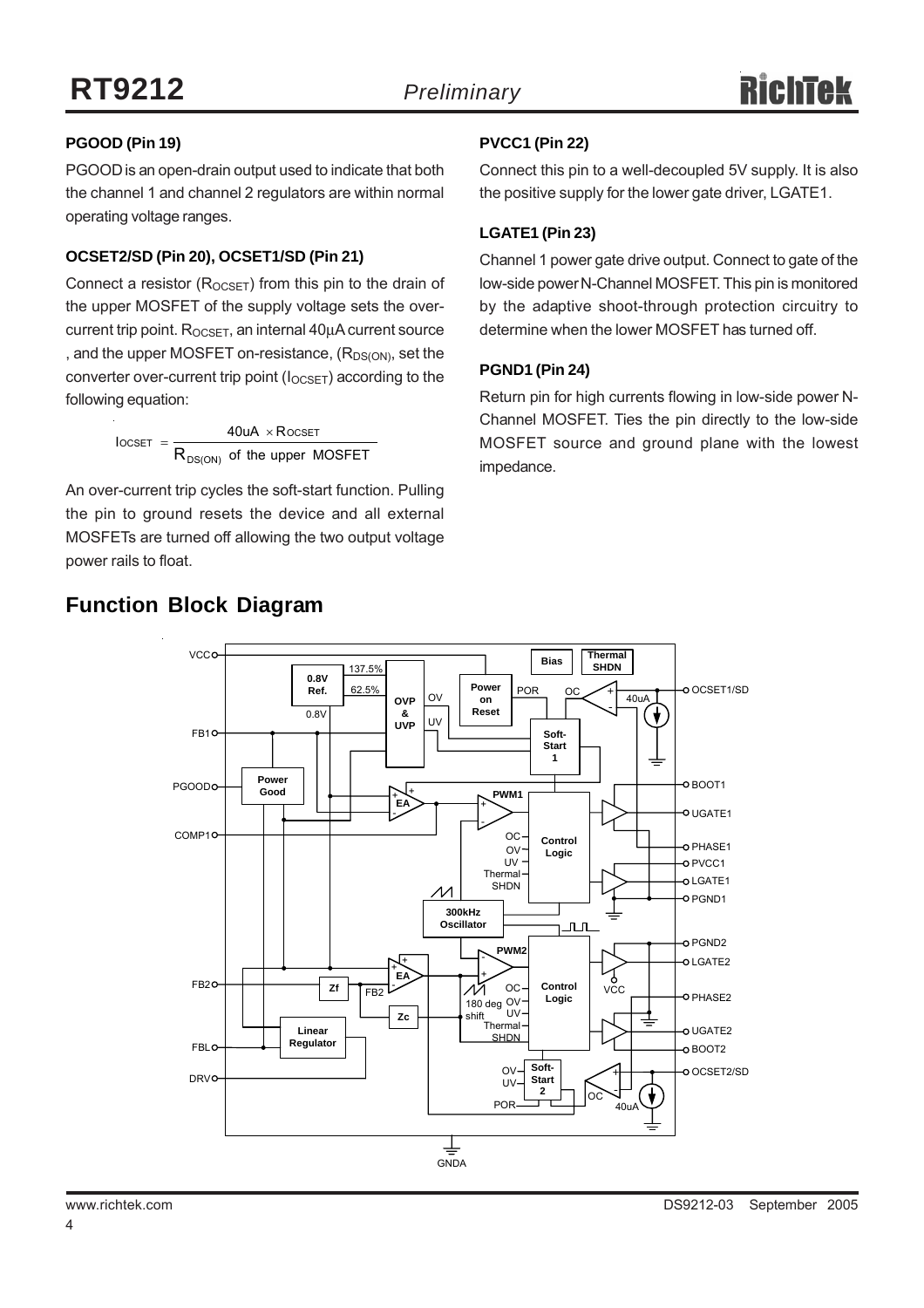**PGOOD (Pin 19)**

PGOOD is an open-drain output used to indicate that both the channel 1 and channel 2 regulators are within normal operating voltage ranges.

**OCSET2/SD (Pin 20), OCSET1/SD (Pin 21)**

Connect a resistor ($R_{OCSET}$) from this pin to the drain of the upper MOSFET of the supply voltage sets the over-current trip point. $R_{OCSET}$, an internal 40μA current source , and the upper MOSFET on-resistance, ($R_{DS(ON)}$), set the converter over-current trip point ($I_{OCSET}$) according to the following equation:

$$I_{OCSET} = \frac{40uA \times R_{OCSET}}{R_{DS(ON)} \text{ of the upper MOSFET}}$$

An over-current trip cycles the soft-start function. Pulling the pin to ground resets the device and all external MOSFETs are turned off allowing the two output voltage power rails to float.

**PVCC1 (Pin 22)**

Connect this pin to a well-decoupled 5V supply. It is also the positive supply for the lower gate driver, LGATE1.

**LGATE1 (Pin 23)**

Channel 1 power gate drive output. Connect to gate of the low-side power N-Channel MOSFET. This pin is monitored by the adaptive shoot-through protection circuitry to determine when the lower MOSFET has turned off.

**PGND1 (Pin 24)**

Return pin for high currents flowing in low-side power N-Channel MOSFET. Ties the pin directly to the low-side MOSFET source and ground plane with the lowest impedance.

## Function Block Diagram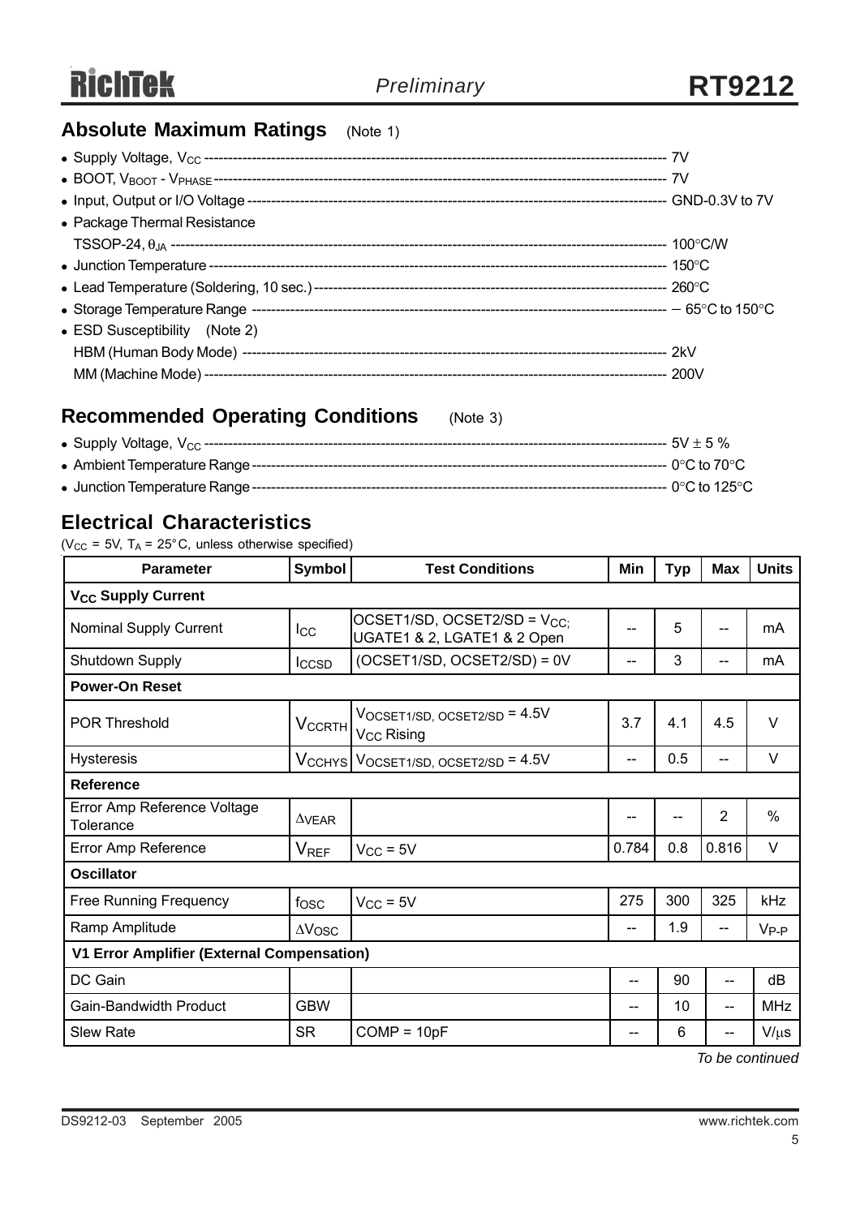## Absolute Maximum Ratings (Note 1)

- Supply Voltage, $V_{CC}$ ---------- 7V
- BOOT, $V_{BOOT}$ - $V_{PHASE}$ ---------- 7V
- Input, Output or I/O Voltage ---------- GND-0.3V to 7V
- Package Thermal Resistance
  TSSOP-24, $\theta_{JA}$ ---------- 100°C/W
- Junction Temperature ---------- 150°C
- Lead Temperature (Soldering, 10 sec.) ---------- 260°C
- Storage Temperature Range ---------- − 65°C to 150°C
- ESD Susceptibility (Note 2)
  HBM (Human Body Mode) ---------- 2kV
  MM (Machine Mode) ---------- 200V

## Recommended Operating Conditions (Note 3)

- Supply Voltage, $V_{CC}$ ---------- 5V ± 5 %
- Ambient Temperature Range ---------- 0°C to 70°C
- Junction Temperature Range ---------- 0°C to 125°C

## Electrical Characteristics

($V_{CC}$ = 5V, $T_A$ = 25°C, unless otherwise specified)

| Parameter | Symbol | Test Conditions | Min | Typ | Max | Units |
|---|---|---|---|---|---|---|
| **$V_{CC}$ Supply Current** | | | | | | |
| Nominal Supply Current | $I_{CC}$ | OCSET1/SD, OCSET2/SD = $V_{CC}$; UGATE1 & 2, LGATE1 & 2 Open | -- | 5 | -- | mA |
| Shutdown Supply | $I_{CCSD}$ | (OCSET1/SD, OCSET2/SD) = 0V | -- | 3 | -- | mA |
| **Power-On Reset** | | | | | | |
| POR Threshold | $V_{CCRTH}$ | $V_{OCSET1/SD,\ OCSET2/SD}$ = 4.5V $V_{CC}$ Rising | 3.7 | 4.1 | 4.5 | V |
| Hysteresis | $V_{CCHYS}$ | $V_{OCSET1/SD,\ OCSET2/SD}$ = 4.5V | -- | 0.5 | -- | V |
| **Reference** | | | | | | |
| Error Amp Reference Voltage Tolerance | $\Delta VEAR$ | | -- | -- | 2 | % |
| Error Amp Reference | $V_{REF}$ | $V_{CC}$ = 5V | 0.784 | 0.8 | 0.816 | V |
| **Oscillator** | | | | | | |
| Free Running Frequency | $f_{OSC}$ | $V_{CC}$ = 5V | 275 | 300 | 325 | kHz |
| Ramp Amplitude | $\Delta V_{OSC}$ | | -- | 1.9 | -- | $V_{P-P}$ |
| **V1 Error Amplifier (External Compensation)** | | | | | | |
| DC Gain | | | -- | 90 | -- | dB |
| Gain-Bandwidth Product | GBW | | -- | 10 | -- | MHz |
| Slew Rate | SR | COMP = 10pF | -- | 6 | -- | V/μs |

*To be continued*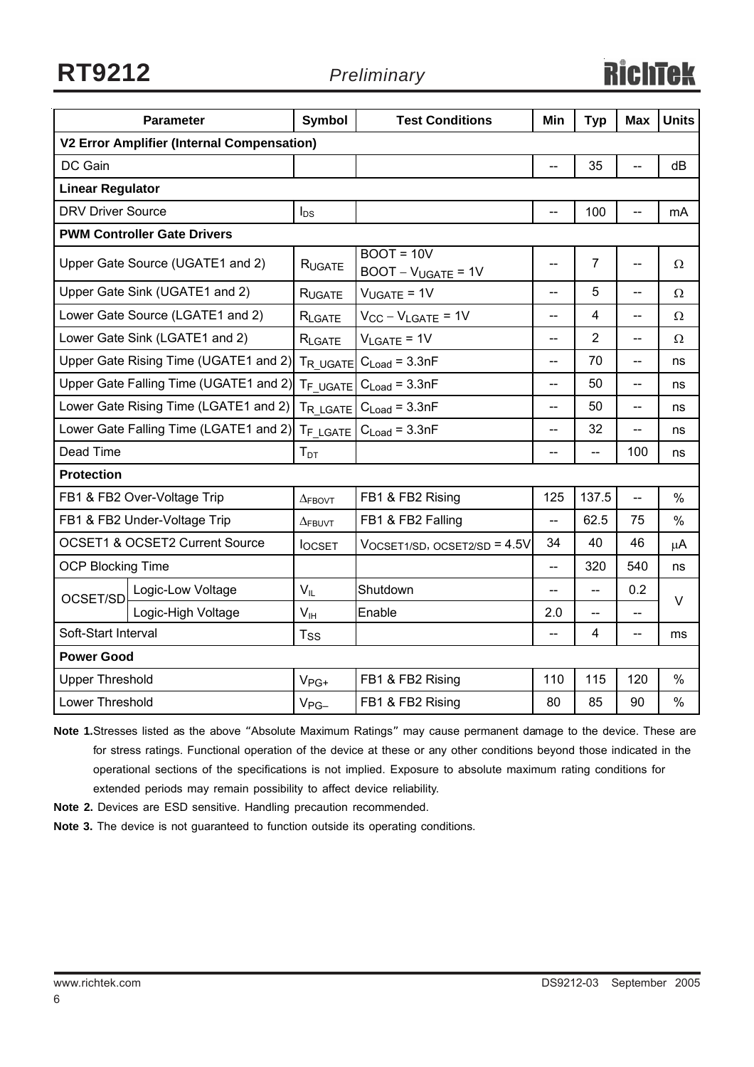| Parameter | | Symbol | Test Conditions | Min | Typ | Max | Units |
|---|---|---|---|---|---|---|---|
| **V2 Error Amplifier (Internal Compensation)** | | | | | | | |
| DC Gain | | | | -- | 35 | -- | dB |
| **Linear Regulator** | | | | | | | |
| DRV Driver Source | | $I_{DS}$ | | -- | 100 | -- | mA |
| **PWM Controller Gate Drivers** | | | | | | | |
| Upper Gate Source (UGATE1 and 2) | | $R_{UGATE}$ | BOOT = 10V<br>BOOT − $V_{UGATE}$ = 1V | -- | 7 | -- | Ω |
| Upper Gate Sink (UGATE1 and 2) | | $R_{UGATE}$ | $V_{UGATE}$ = 1V | -- | 5 | -- | Ω |
| Lower Gate Source (LGATE1 and 2) | | $R_{LGATE}$ | $V_{CC} - V_{LGATE}$ = 1V | -- | 4 | -- | Ω |
| Lower Gate Sink (LGATE1 and 2) | | $R_{LGATE}$ | $V_{LGATE}$ = 1V | -- | 2 | -- | Ω |
| Upper Gate Rising Time (UGATE1 and 2) | | $T_{R\_UGATE}$ | $C_{Load}$ = 3.3nF | -- | 70 | -- | ns |
| Upper Gate Falling Time (UGATE1 and 2) | | $T_{F\_UGATE}$ | $C_{Load}$ = 3.3nF | -- | 50 | -- | ns |
| Lower Gate Rising Time (LGATE1 and 2) | | $T_{R\_LGATE}$ | $C_{Load}$ = 3.3nF | -- | 50 | -- | ns |
| Lower Gate Falling Time (LGATE1 and 2) | | $T_{F\_LGATE}$ | $C_{Load}$ = 3.3nF | -- | 32 | -- | ns |
| Dead Time | | $T_{DT}$ | | -- | -- | 100 | ns |
| **Protection** | | | | | | | |
| FB1 & FB2 Over-Voltage Trip | | $\Delta_{FBOVT}$ | FB1 & FB2 Rising | 125 | 137.5 | -- | % |
| FB1 & FB2 Under-Voltage Trip | | $\Delta_{FBUVT}$ | FB1 & FB2 Falling | -- | 62.5 | 75 | % |
| OCSET1 & OCSET2 Current Source | | $I_{OCSET}$ | $V_{OCSET1/SD,\ OCSET2/SD}$ = 4.5V | 34 | 40 | 46 | μA |
| OCP Blocking Time | | | | -- | 320 | 540 | ns |
| OCSET/SD | Logic-Low Voltage | $V_{IL}$ | Shutdown | -- | -- | 0.2 | V |
| | Logic-High Voltage | $V_{IH}$ | Enable | 2.0 | -- | -- | |
| Soft-Start Interval | | $T_{SS}$ | | -- | 4 | -- | ms |
| **Power Good** | | | | | | | |
| Upper Threshold | | $V_{PG+}$ | FB1 & FB2 Rising | 110 | 115 | 120 | % |
| Lower Threshold | | $V_{PG-}$ | FB1 & FB2 Rising | 80 | 85 | 90 | % |

**Note 1.** Stresses listed as the above "Absolute Maximum Ratings" may cause permanent damage to the device. These are for stress ratings. Functional operation of the device at these or any other conditions beyond those indicated in the operational sections of the specifications is not implied. Exposure to absolute maximum rating conditions for extended periods may remain possibility to affect device reliability.

**Note 2.** Devices are ESD sensitive. Handling precaution recommended.

**Note 3.** The device is not guaranteed to function outside its operating conditions.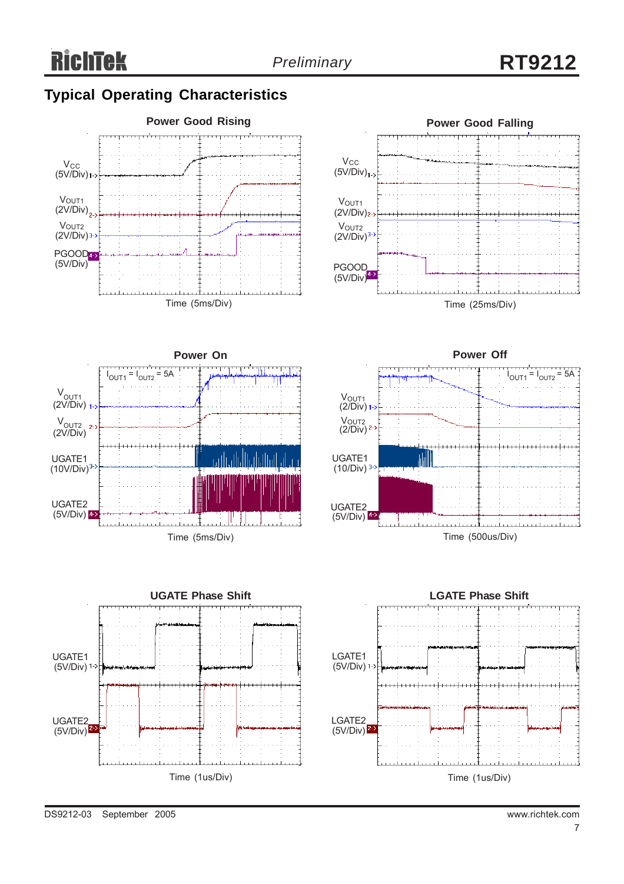## Typical Operating Characteristics

**Power Good Rising**

$V_{CC}$ (5V/Div)

$V_{OUT1}$ (2V/Div)

$V_{OUT2}$ (2V/Div)

PGOOD (5V/Div)

Time (5ms/Div)

**Power Good Falling**

$V_{CC}$ (5V/Div)

$V_{OUT1}$ (2V/Div)

$V_{OUT2}$ (2V/Div)

PGOOD (5V/Div)

Time (25ms/Div)

**Power On**

$I_{OUT1} = I_{OUT2} = 5A$

$V_{OUT1}$ (2V/Div)

$V_{OUT2}$ (2V/Div)

UGATE1 (10V/Div)

UGATE2 (5V/Div)

Time (5ms/Div)

**Power Off**

$I_{OUT1} = I_{OUT2} = 5A$

$V_{OUT1}$ (2/Div)

$V_{OUT2}$ (2/Div)

UGATE1 (10/Div)

UGATE2 (5V/Div)

Time (500us/Div)

**UGATE Phase Shift**

UGATE1 (5V/Div)

UGATE2 (5V/Div)

Time (1us/Div)

**LGATE Phase Shift**

LGATE1 (5V/Div)

LGATE2 (5V/Div)

Time (1us/Div)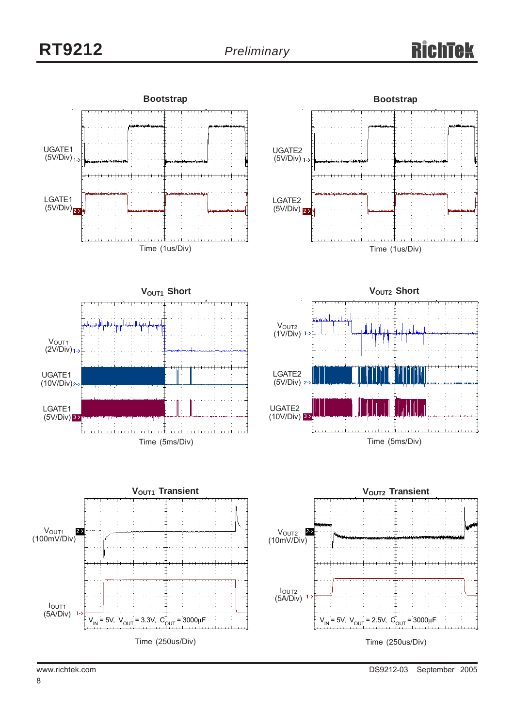**Bootstrap**

UGATE1 (5V/Div)

LGATE1 (5V/Div)

Time (1us/Div)

**Bootstrap**

UGATE2 (5V/Div)

LGATE2 (5V/Div)

Time (1us/Div)

**$V_{OUT1}$ Short**

$V_{OUT1}$ (2V/Div)

UGATE1 (10V/Div)

LGATE1 (5V/Div)

Time (5ms/Div)

**$V_{OUT2}$ Short**

$V_{OUT2}$ (1V/Div)

LGATE2 (5V/Div)

UGATE2 (10V/Div)

Time (5ms/Div)

**$V_{OUT1}$ Transient**

$V_{OUT1}$ (100mV/Div)

$I_{OUT1}$ (5A/Div)

$V_{IN}$ = 5V, $V_{OUT}$ = 3.3V, $C_{OUT}$ = 3000µF

Time (250us/Div)

**$V_{OUT2}$ Transient**

$V_{OUT2}$ (10mV/Div)

$I_{OUT2}$ (5A/Div)

$V_{IN}$ = 5V, $V_{OUT}$ = 2.5V, $C_{OUT}$ = 3000µF

Time (250us/Div)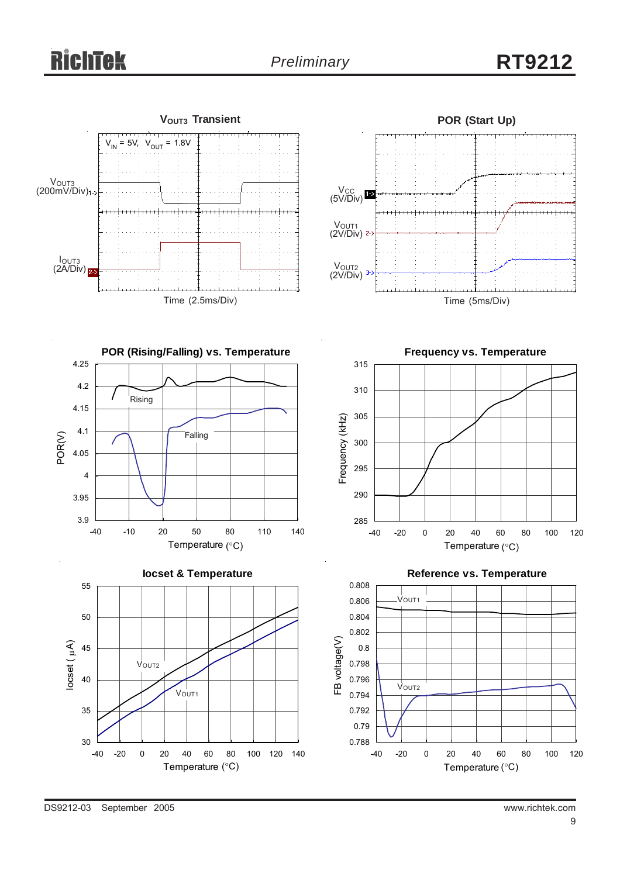### $V_{OUT3}$ Transient

$V_{IN}$ = 5V, $V_{OUT}$ = 1.8V

$V_{OUT3}$ (200mV/Div)

$I_{OUT3}$ (2A/Div)

Time (2.5ms/Div)

### POR (Start Up)

Vcc (5V/Div)

$V_{OUT1}$ (2V/Div)

$V_{OUT2}$ (2V/Div)

Time (5ms/Div)

### POR (Rising/Falling) vs. Temperature

POR(V)

Rising

Falling

Temperature (°C)

### Frequency vs. Temperature

Frequency (kHz)

Temperature (°C)

### Iocset & Temperature

Iocset ( μA)

$V_{OUT2}$

$V_{OUT1}$

Temperature (°C)

### Reference vs. Temperature

FB voltage(V)

$V_{OUT1}$

$V_{OUT2}$

Temperature (°C)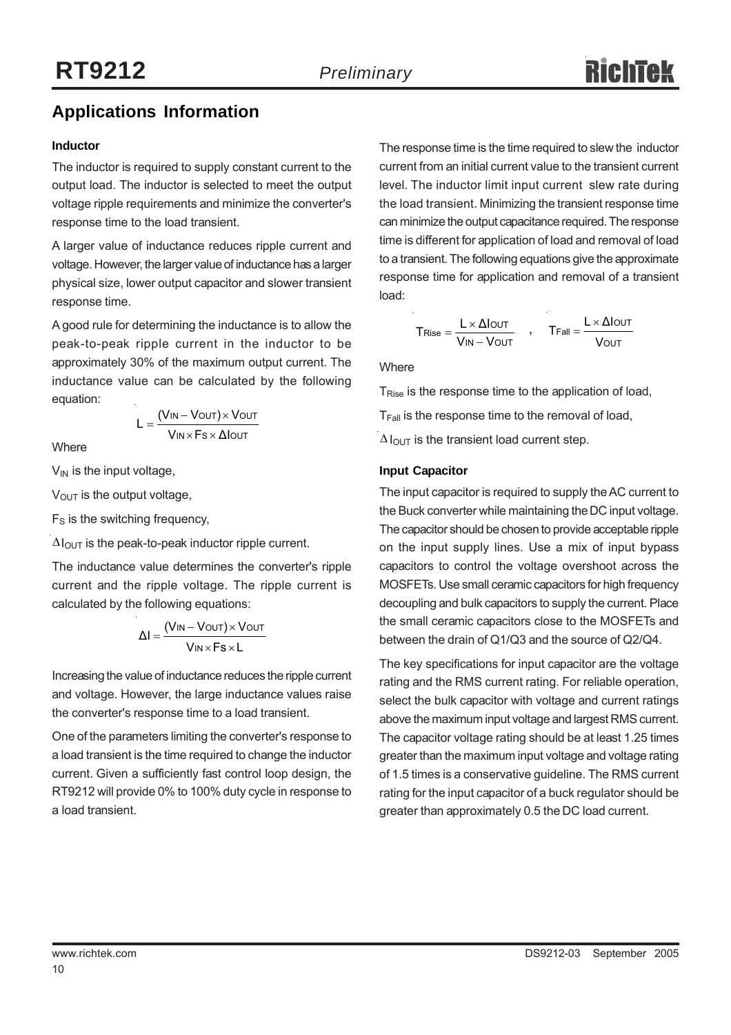## Applications Information

### Inductor

The inductor is required to supply constant current to the output load. The inductor is selected to meet the output voltage ripple requirements and minimize the converter's response time to the load transient.

A larger value of inductance reduces ripple current and voltage. However, the larger value of inductance has a larger physical size, lower output capacitor and slower transient response time.

A good rule for determining the inductance is to allow the peak-to-peak ripple current in the inductor to be approximately 30% of the maximum output current. The inductance value can be calculated by the following equation:

$$L = \frac{(V_{IN} - V_{OUT}) \times V_{OUT}}{V_{IN} \times F_S \times \Delta I_{OUT}}$$

Where

$V_{IN}$ is the input voltage,

$V_{OUT}$ is the output voltage,

$F_S$ is the switching frequency,

$\Delta I_{OUT}$ is the peak-to-peak inductor ripple current.

The inductance value determines the converter's ripple current and the ripple voltage. The ripple current is calculated by the following equations:

$$\Delta I = \frac{(V_{IN} - V_{OUT}) \times V_{OUT}}{V_{IN} \times F_S \times L}$$

Increasing the value of inductance reduces the ripple current and voltage. However, the large inductance values raise the converter's response time to a load transient.

One of the parameters limiting the converter's response to a load transient is the time required to change the inductor current. Given a sufficiently fast control loop design, the RT9212 will provide 0% to 100% duty cycle in response to a load transient.

The response time is the time required to slew the inductor current from an initial current value to the transient current level. The inductor limit input current slew rate during the load transient. Minimizing the transient response time can minimize the output capacitance required. The response time is different for application of load and removal of load to a transient. The following equations give the approximate response time for application and removal of a transient load:

$$T_{Rise} = \frac{L \times \Delta I_{OUT}}{V_{IN} - V_{OUT}} \quad , \quad T_{Fall} = \frac{L \times \Delta I_{OUT}}{V_{OUT}}$$

Where

$T_{Rise}$ is the response time to the application of load,

$T_{Fall}$ is the response time to the removal of load,

$\Delta I_{OUT}$ is the transient load current step.

### Input Capacitor

The input capacitor is required to supply the AC current to the Buck converter while maintaining the DC input voltage. The capacitor should be chosen to provide acceptable ripple on the input supply lines. Use a mix of input bypass capacitors to control the voltage overshoot across the MOSFETs. Use small ceramic capacitors for high frequency decoupling and bulk capacitors to supply the current. Place the small ceramic capacitors close to the MOSFETs and between the drain of Q1/Q3 and the source of Q2/Q4.

The key specifications for input capacitor are the voltage rating and the RMS current rating. For reliable operation, select the bulk capacitor with voltage and current ratings above the maximum input voltage and largest RMS current. The capacitor voltage rating should be at least 1.25 times greater than the maximum input voltage and voltage rating of 1.5 times is a conservative guideline. The RMS current rating for the input capacitor of a buck regulator should be greater than approximately 0.5 the DC load current.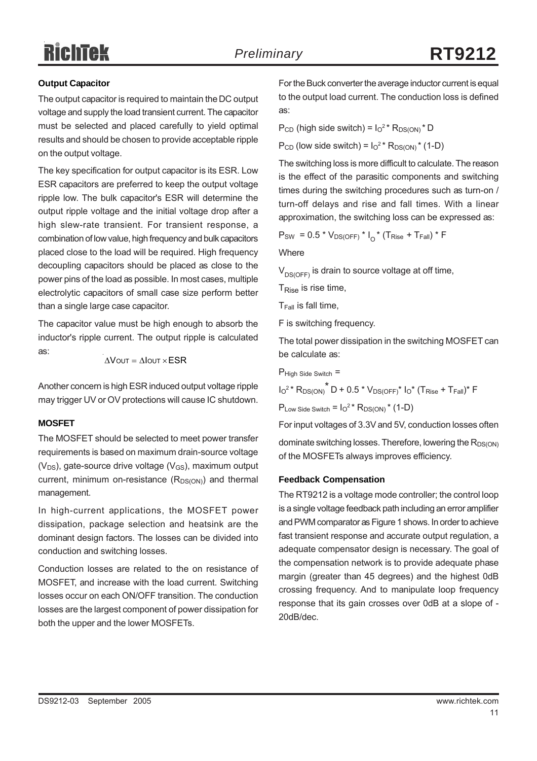### Output Capacitor

The output capacitor is required to maintain the DC output voltage and supply the load transient current. The capacitor must be selected and placed carefully to yield optimal results and should be chosen to provide acceptable ripple on the output voltage.

The key specification for output capacitor is its ESR. Low ESR capacitors are preferred to keep the output voltage ripple low. The bulk capacitor's ESR will determine the output ripple voltage and the initial voltage drop after a high slew-rate transient. For transient response, a combination of low value, high frequency and bulk capacitors placed close to the load will be required. High frequency decoupling capacitors should be placed as close to the power pins of the load as possible. In most cases, multiple electrolytic capacitors of small case size perform better than a single large case capacitor.

The capacitor value must be high enough to absorb the inductor's ripple current. The output ripple is calculated as:

$$\Delta V_{OUT} = \Delta I_{OUT} \times ESR$$

Another concern is high ESR induced output voltage ripple may trigger UV or OV protections will cause IC shutdown.

### MOSFET

The MOSFET should be selected to meet power transfer requirements is based on maximum drain-source voltage ($V_{DS}$), gate-source drive voltage ($V_{GS}$), maximum output current, minimum on-resistance ($R_{DS(ON)}$) and thermal management.

In high-current applications, the MOSFET power dissipation, package selection and heatsink are the dominant design factors. The losses can be divided into conduction and switching losses.

Conduction losses are related to the on resistance of MOSFET, and increase with the load current. Switching losses occur on each ON/OFF transition. The conduction losses are the largest component of power dissipation for both the upper and the lower MOSFETs.

For the Buck converter the average inductor current is equal to the output load current. The conduction loss is defined as:

$P_{CD}$ (high side switch) = $I_O^2 * R_{DS(ON)} * D$

$P_{CD}$ (low side switch) = $I_O^2 * R_{DS(ON)} * (1-D)$

The switching loss is more difficult to calculate. The reason is the effect of the parasitic components and switching times during the switching procedures such as turn-on / turn-off delays and rise and fall times. With a linear approximation, the switching loss can be expressed as:

$P_{SW} = 0.5 * V_{DS(OFF)} * I_O * (T_{Rise} + T_{Fall}) * F$

Where

$V_{DS(OFF)}$ is drain to source voltage at off time,

$T_{Rise}$ is rise time,

$T_{Fall}$ is fall time,

F is switching frequency.

The total power dissipation in the switching MOSFET can be calculate as:

$P_{High\ Side\ Switch}$ =

$I_O^2 * R_{DS(ON)} * D + 0.5 * V_{DS(OFF)} * I_O * (T_{Rise} + T_{Fall}) * F$

$P_{Low\ Side\ Switch} = I_O^2 * R_{DS(ON)} * (1-D)$

For input voltages of 3.3V and 5V, conduction losses often dominate switching losses. Therefore, lowering the $R_{DS(ON)}$ of the MOSFETs always improves efficiency.

### Feedback Compensation

The RT9212 is a voltage mode controller; the control loop is a single voltage feedback path including an error amplifier and PWM comparator as Figure 1 shows. In order to achieve fast transient response and accurate output regulation, a adequate compensator design is necessary. The goal of the compensation network is to provide adequate phase margin (greater than 45 degrees) and the highest 0dB crossing frequency. And to manipulate loop frequency response that its gain crosses over 0dB at a slope of -20dB/dec.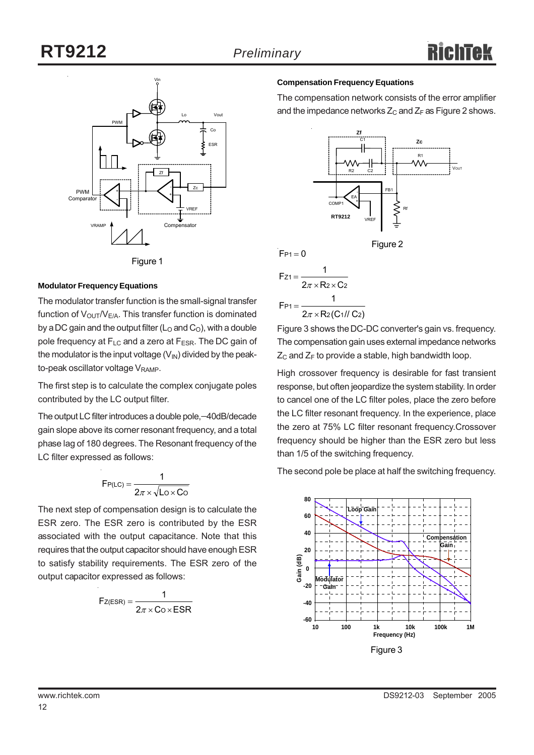Figure 1

### Modulator Frequency Equations

The modulator transfer function is the small-signal transfer function of $V_{OUT}/V_{E/A}$. This transfer function is dominated by a DC gain and the output filter ($L_O$ and $C_O$), with a double pole frequency at $F_{LC}$ and a zero at $F_{ESR}$. The DC gain of the modulator is the input voltage ($V_{IN}$) divided by the peak-to-peak oscillator voltage $V_{RAMP}$.

The first step is to calculate the complex conjugate poles contributed by the LC output filter.

The output LC filter introduces a double pole, –40dB/decade gain slope above its corner resonant frequency, and a total phase lag of 180 degrees. The Resonant frequency of the LC filter expressed as follows:

$$F_{P(LC)} = \frac{1}{2\pi \times \sqrt{L_O \times C_O}}$$

The next step of compensation design is to calculate the ESR zero. The ESR zero is contributed by the ESR associated with the output capacitance. Note that this requires that the output capacitor should have enough ESR to satisfy stability requirements. The ESR zero of the output capacitor expressed as follows:

$$F_{Z(ESR)} = \frac{1}{2\pi \times C_O \times ESR}$$

### Compensation Frequency Equations

The compensation network consists of the error amplifier and the impedance networks $Z_C$ and $Z_F$ as Figure 2 shows.

Figure 2

$$F_{P1} = 0$$

$$F_{Z1} = \frac{1}{2\pi \times R_2 \times C_2}$$

$$F_{P1} = \frac{1}{2\pi \times R_2 (C_1 // C_2)}$$

Figure 3 shows the DC-DC converter's gain vs. frequency. The compensation gain uses external impedance networks $Z_C$ and $Z_F$ to provide a stable, high bandwidth loop.

High crossover frequency is desirable for fast transient response, but often jeopardize the system stability. In order to cancel one of the LC filter poles, place the zero before the LC filter resonant frequency. In the experience, place the zero at 75% LC filter resonant frequency. Crossover frequency should be higher than the ESR zero but less than 1/5 of the switching frequency.

The second pole be place at half the switching frequency.

Figure 3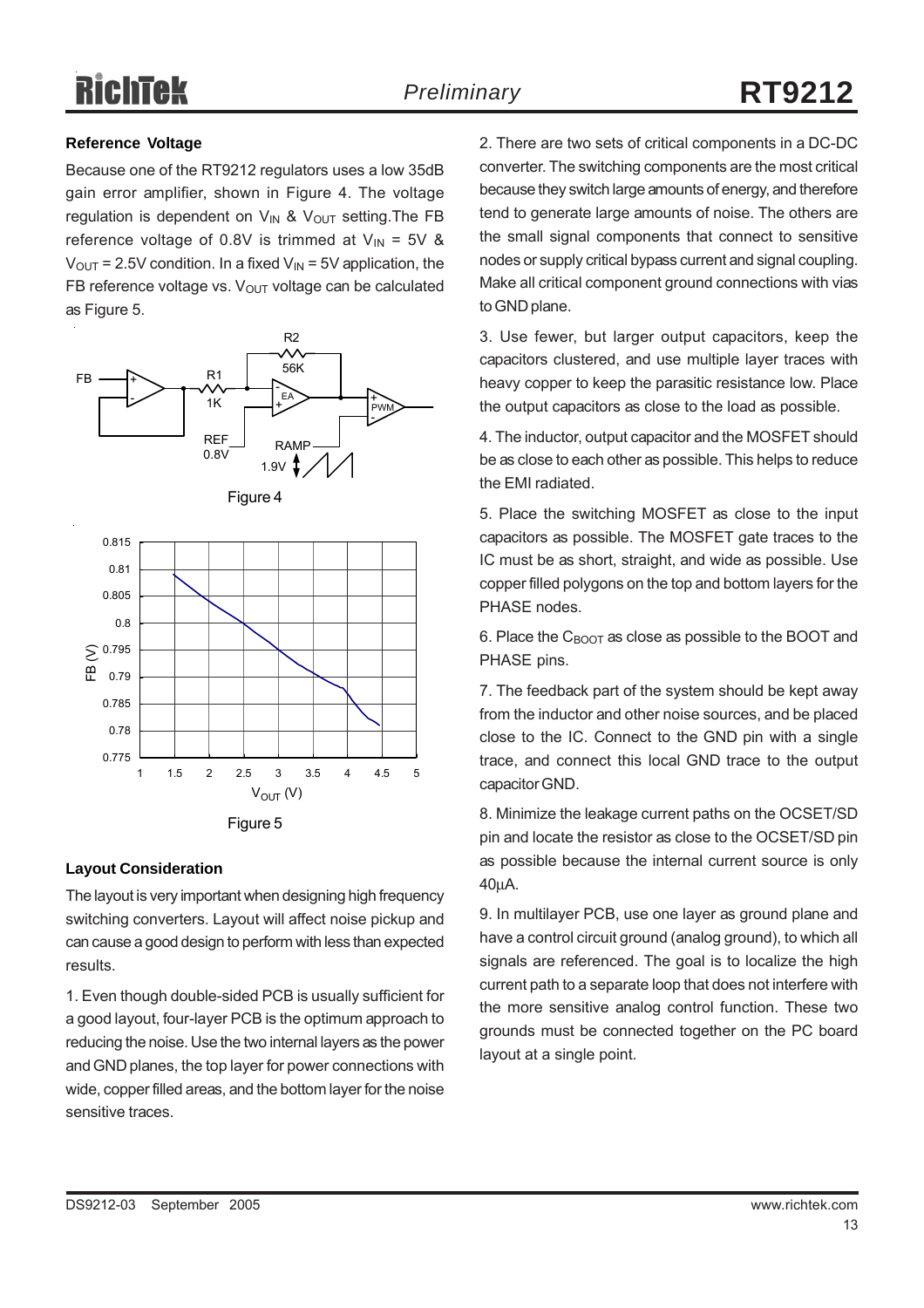### Reference Voltage

Because one of the RT9212 regulators uses a low 35dB gain error amplifier, shown in Figure 4. The voltage regulation is dependent on $V_{IN}$ & $V_{OUT}$ setting.The FB reference voltage of 0.8V is trimmed at $V_{IN}$ = 5V & $V_{OUT}$ = 2.5V condition. In a fixed $V_{IN}$ = 5V application, the FB reference voltage vs. $V_{OUT}$ voltage can be calculated as Figure 5.

Figure 4

Figure 5

### Layout Consideration

The layout is very important when designing high frequency switching converters. Layout will affect noise pickup and can cause a good design to perform with less than expected results.

1. Even though double-sided PCB is usually sufficient for a good layout, four-layer PCB is the optimum approach to reducing the noise. Use the two internal layers as the power and GND planes, the top layer for power connections with wide, copper filled areas, and the bottom layer for the noise sensitive traces.

2. There are two sets of critical components in a DC-DC converter. The switching components are the most critical because they switch large amounts of energy, and therefore tend to generate large amounts of noise. The others are the small signal components that connect to sensitive nodes or supply critical bypass current and signal coupling. Make all critical component ground connections with vias to GND plane.

3. Use fewer, but larger output capacitors, keep the capacitors clustered, and use multiple layer traces with heavy copper to keep the parasitic resistance low. Place the output capacitors as close to the load as possible.

4. The inductor, output capacitor and the MOSFET should be as close to each other as possible. This helps to reduce the EMI radiated.

5. Place the switching MOSFET as close to the input capacitors as possible. The MOSFET gate traces to the IC must be as short, straight, and wide as possible. Use copper filled polygons on the top and bottom layers for the PHASE nodes.

6. Place the $C_{BOOT}$ as close as possible to the BOOT and PHASE pins.

7. The feedback part of the system should be kept away from the inductor and other noise sources, and be placed close to the IC. Connect to the GND pin with a single trace, and connect this local GND trace to the output capacitor GND.

8. Minimize the leakage current paths on the OCSET/SD pin and locate the resistor as close to the OCSET/SD pin as possible because the internal current source is only 40μA.

9. In multilayer PCB, use one layer as ground plane and have a control circuit ground (analog ground), to which all signals are referenced. The goal is to localize the high current path to a separate loop that does not interfere with the more sensitive analog control function. These two grounds must be connected together on the PC board layout at a single point.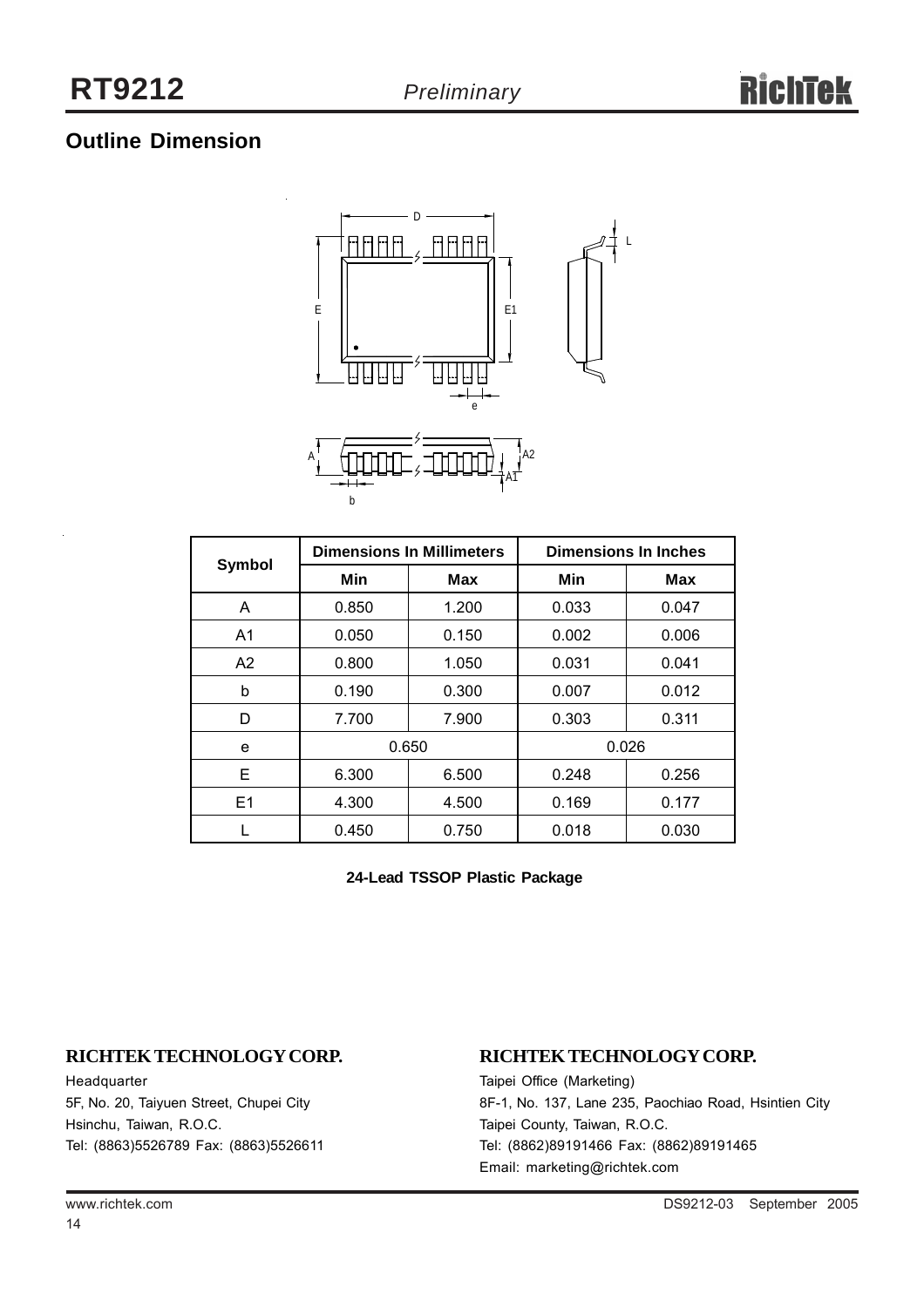## Outline Dimension

D

E

E1

L

e

A

A2

A1

b

| Symbol | Dimensions In Millimeters | | Dimensions In Inches | |
|---|---|---|---|---|
| | Min | Max | Min | Max |
| A | 0.850 | 1.200 | 0.033 | 0.047 |
| A1 | 0.050 | 0.150 | 0.002 | 0.006 |
| A2 | 0.800 | 1.050 | 0.031 | 0.041 |
| b | 0.190 | 0.300 | 0.007 | 0.012 |
| D | 7.700 | 7.900 | 0.303 | 0.311 |
| e | 0.650 | | 0.026 | |
| E | 6.300 | 6.500 | 0.248 | 0.256 |
| E1 | 4.300 | 4.500 | 0.169 | 0.177 |
| L | 0.450 | 0.750 | 0.018 | 0.030 |

**24-Lead TSSOP Plastic Package**

**RICHTEK TECHNOLOGY CORP.**

Headquarter
5F, No. 20, Taiyuen Street, Chupei City
Hsinchu, Taiwan, R.O.C.
Tel: (8863)5526789 Fax: (8863)5526611

**RICHTEK TECHNOLOGY CORP.**

Taipei Office (Marketing)
8F-1, No. 137, Lane 235, Paochiao Road, Hsintien City
Taipei County, Taiwan, R.O.C.
Tel: (8862)89191466 Fax: (8862)89191465
Email: marketing@richtek.com